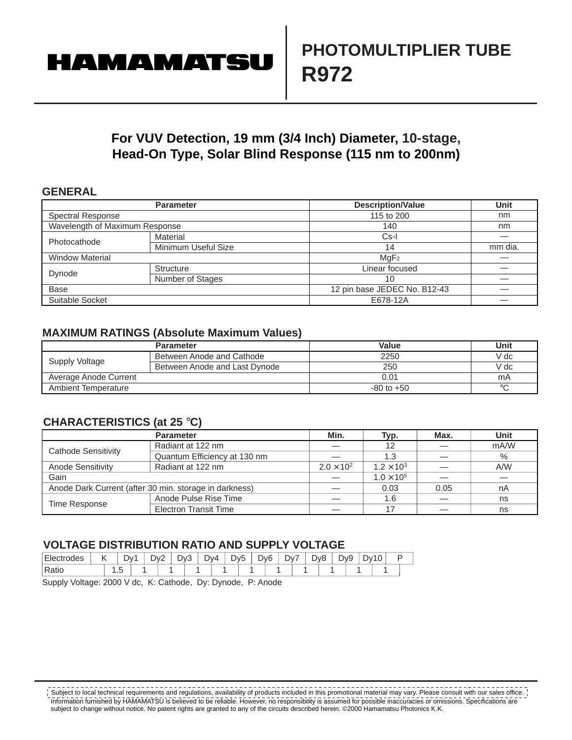# HAMAMATSU

# PHOTOMULTIPLIER TUBE
# R972

## For VUV Detection, 19 mm (3/4 Inch) Diameter, 10-stage, Head-On Type, Solar Blind Response (115 nm to 200nm)

### GENERAL

| Parameter | | Description/Value | Unit |
|---|---|---|---|
| Spectral Response | | 115 to 200 | nm |
| Wavelength of Maximum Response | | 140 | nm |
| Photocathode | Material | Cs-I | — |
| | Minimum Useful Size | 14 | mm dia. |
| Window Material | | $MgF_2$ | — |
| Dynode | Structure | Linear focused | — |
| | Number of Stages | 10 | — |
| Base | | 12 pin base JEDEC No. B12-43 | — |
| Suitable Socket | | E678-12A | — |

### MAXIMUM RATINGS (Absolute Maximum Values)

| Parameter | | Value | Unit |
|---|---|---|---|
| Supply Voltage | Between Anode and Cathode | 2250 | V dc |
| | Between Anode and Last Dynode | 250 | V dc |
| Average Anode Current | | 0.01 | mA |
| Ambient Temperature | | -80 to +50 | °C |

### CHARACTERISTICS (at 25 °C)

| Parameter | | Min. | Typ. | Max. | Unit |
|---|---|---|---|---|---|
| Cathode Sensitivity | Radiant at 122 nm | — | 12 | — | mA/W |
| | Quantum Efficiency at 130 nm | — | 1.3 | — | % |
| Anode Sensitivity | Radiant at 122 nm | $2.0 \times 10^2$ | $1.2 \times 10^3$ | — | A/W |
| Gain | | — | $1.0 \times 10^5$ | — | — |
| Anode Dark Current (after 30 min. storage in darkness) | | — | 0.03 | 0.05 | nA |
| Time Response | Anode Pulse Rise Time | — | 1.6 | — | ns |
| | Electron Transit Time | — | 17 | — | ns |

### VOLTAGE DISTRIBUTION RATIO AND SUPPLY VOLTAGE

| Electrodes | K | | Dy1 | | Dy2 | | Dy3 | | Dy4 | | Dy5 | | Dy6 | | Dy7 | | Dy8 | | Dy9 | | Dy10 | | P |
|---|---|---|---|---|---|---|---|---|---|---|---|---|---|---|---|---|---|---|---|---|---|---|---|
| Ratio | | 1.5 | | 1 | | 1 | | 1 | | 1 | | 1 | | 1 | | 1 | | 1 | | 1 | | 1 | |

Supply Voltage: 2000 V dc, K: Cathode, Dy: Dynode, P: Anode

Subject to local technical requirements and regulations, availability of products included in this promotional material may vary. Please consult with our sales office.
Information furnished by HAMAMATSU is believed to be reliable. However, no responsibility is assumed for possible inaccuracies or omissions. Specifications are subject to change without notice. No patent rights are granted to any of the circuits described herein. ©2000 Hamamatsu Photonics K.K.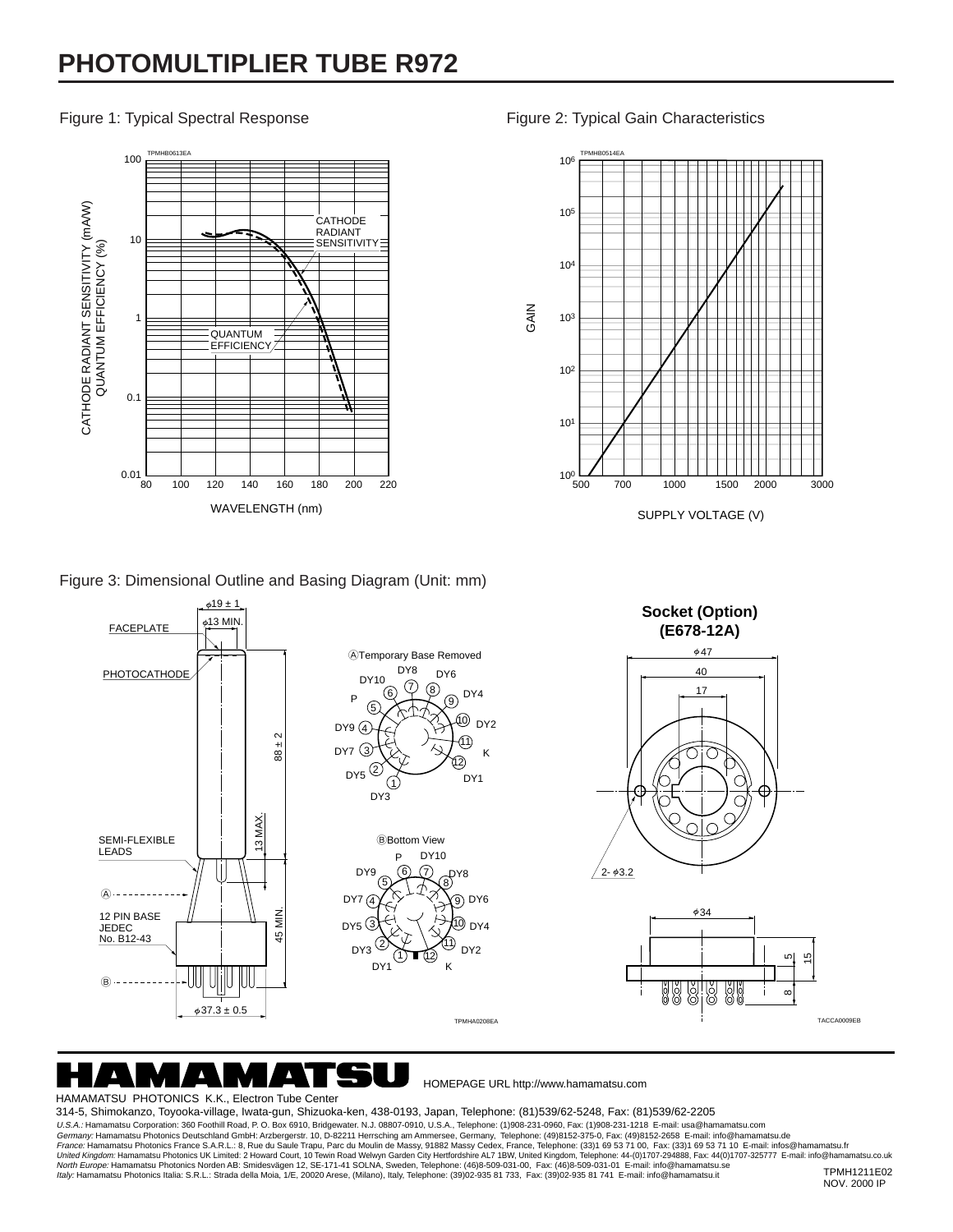# PHOTOMULTIPLIER TUBE R972

Figure 1: Typical Spectral Response

TPMHB0613EA

CATHODE RADIANT SENSITIVITY (mA/W)
QUANTUM EFFICIENCY (%)

100
10
1
0.1
0.01

CATHODE RADIANT SENSITIVITY

QUANTUM EFFICIENCY

80 100 120 140 160 180 200 220

WAVELENGTH (nm)

Figure 2: Typical Gain Characteristics

TPMHB0514EA

GAIN

$10^6$
$10^5$
$10^4$
$10^3$
$10^2$
$10^1$
$10^0$

500 700 1000 1500 2000 3000

SUPPLY VOLTAGE (V)

Figure 3: Dimensional Outline and Basing Diagram (Unit: mm)

φ19 ± 1
φ13 MIN.
FACEPLATE
PHOTOCATHODE
88 ± 2
13 MAX.
SEMI-FLEXIBLE LEADS
Ⓐ
12 PIN BASE JEDEC No. B12-43
45 MIN.
Ⓑ
φ37.3 ± 0.5

ⒶTemporary Base Removed

DY8, DY6, DY10, DY4, P, DY2, DY9, K, DY7, DY1, DY5, DY3

ⒷBottom View

P, DY10, DY9, DY8, DY7, DY6, DY5, DY4, DY3, DY2, DY1, K

TPMHA0208EA

**Socket (Option)**
**(E678-12A)**

φ47
40
17
2- φ3.2
φ34
5
15
8

TACCA0009EB

HAMAMATSU

HOMEPAGE URL http://www.hamamatsu.com

HAMAMATSU PHOTONICS K.K., Electron Tube Center

314-5, Shimokanzo, Toyooka-village, Iwata-gun, Shizuoka-ken, 438-0193, Japan, Telephone: (81)539/62-5248, Fax: (81)539/62-2205

*U.S.A.:* Hamamatsu Corporation: 360 Foothill Road, P. O. Box 6910, Bridgewater. N.J. 08807-0910, U.S.A., Telephone: (1)908-231-0960, Fax: (1)908-231-1218 E-mail: usa@hamamatsu.com

*Germany:* Hamamatsu Photonics Deutschland GmbH: Arzbergerstr. 10, D-82211 Herrsching am Ammersee, Germany, Telephone: (49)8152-375-0, Fax: (49)8152-2658 E-mail: info@hamamatsu.de

*France:* Hamamatsu Photonics France S.A.R.L.: 8, Rue du Saule Trapu, Parc du Moulin de Massy, 91882 Massy Cedex, France, Telephone: (33)1 69 53 71 00, Fax: (33)1 69 53 71 10 E-mail: infos@hamamatsu.fr

*United Kingdom:* Hamamatsu Photonics UK Limited: 2 Howard Court, 10 Tewin Road Welwyn Garden City Hertfordshire AL7 1BW, United Kingdom, Telephone: 44-(0)1707-294888, Fax: 44(0)1707-325777 E-mail: info@hamamatsu.co.uk

*North Europe:* Hamamatsu Photonics Norden AB: Smidesvägen 12, SE-171-41 SOLNA, Sweden, Telephone: (46)8-509-031-00, Fax: (46)8-509-031-01 E-mail: info@hamamatsu.se

*Italy:* Hamamatsu Photonics Italia: S.R.L.: Strada della Moia, 1/E, 20020 Arese, (Milano), Italy, Telephone: (39)02-935 81 733, Fax: (39)02-935 81 741 E-mail: info@hamamatsu.it

TPMH1211E02
NOV. 2000 IP